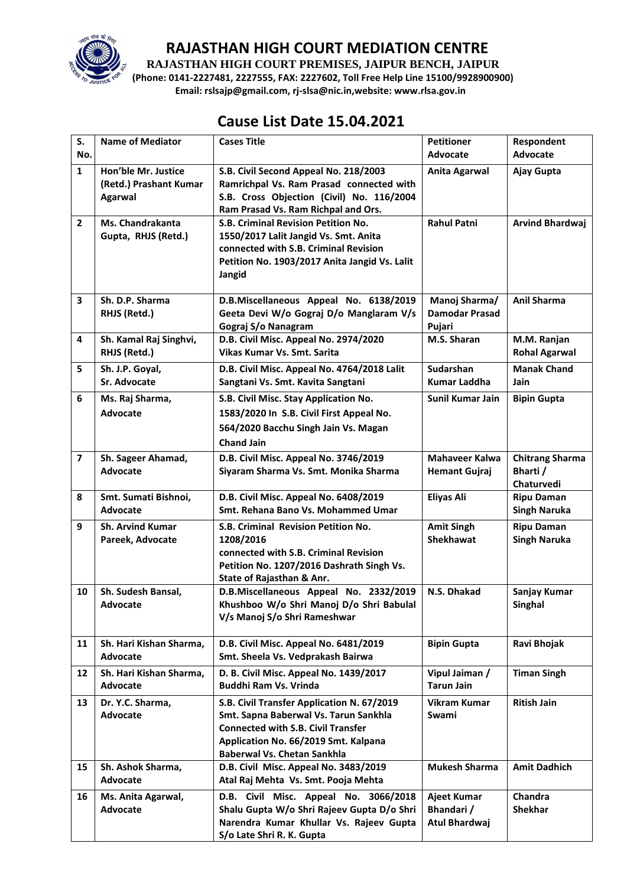# RAJASTHAN HIGH COURT MEDIATION CENTRE

**RAJASTHAN HIGH COURT PREMISES, JAIPUR BENCH, JAIPUR**

**(Phone: 0141-2227481, 2227555, FAX: 2227602, Toll Free Help Line 15100/9928900900)**

**Email: rslsajp@gmail.com, rj-slsa@nic.in,website: www.rlsa.gov.in**

## Cause List Date 15.04.2021

| S. No. | Name of Mediator | Cases Title | Petitioner Advocate | Respondent Advocate |
|---|---|---|---|---|
| 1 | Hon'ble Mr. Justice (Retd.) Prashant Kumar Agarwal | S.B. Civil Second Appeal No. 218/2003 Ramrichpal Vs. Ram Prasad connected with S.B. Cross Objection (Civil) No. 116/2004 Ram Prasad Vs. Ram Richpal and Ors. | Anita Agarwal | Ajay Gupta |
| 2 | Ms. Chandrakanta Gupta, RHJS (Retd.) | S.B. Criminal Revision Petition No. 1550/2017 Lalit Jangid Vs. Smt. Anita connected with S.B. Criminal Revision Petition No. 1903/2017 Anita Jangid Vs. Lalit Jangid | Rahul Patni | Arvind Bhardwaj |
| 3 | Sh. D.P. Sharma RHJS (Retd.) | D.B.Miscellaneous Appeal No. 6138/2019 Geeta Devi W/o Gograj D/o Manglaram V/s Gograj S/o Nanagram | Manoj Sharma/ Damodar Prasad Pujari | Anil Sharma |
| 4 | Sh. Kamal Raj Singhvi, RHJS (Retd.) | D.B. Civil Misc. Appeal No. 2974/2020 Vikas Kumar Vs. Smt. Sarita | M.S. Sharan | M.M. Ranjan Rohal Agarwal |
| 5 | Sh. J.P. Goyal, Sr. Advocate | D.B. Civil Misc. Appeal No. 4764/2018 Lalit Sangtani Vs. Smt. Kavita Sangtani | Sudarshan Kumar Laddha | Manak Chand Jain |
| 6 | Ms. Raj Sharma, Advocate | S.B. Civil Misc. Stay Application No. 1583/2020 In S.B. Civil First Appeal No. 564/2020 Bacchu Singh Jain Vs. Magan Chand Jain | Sunil Kumar Jain | Bipin Gupta |
| 7 | Sh. Sageer Ahamad, Advocate | D.B. Civil Misc. Appeal No. 3746/2019 Siyaram Sharma Vs. Smt. Monika Sharma | Mahaveer Kalwa Hemant Gujraj | Chitrang Sharma Bharti / Chaturvedi |
| 8 | Smt. Sumati Bishnoi, Advocate | D.B. Civil Misc. Appeal No. 6408/2019 Smt. Rehana Bano Vs. Mohammed Umar | Eliyas Ali | Ripu Daman Singh Naruka |
| 9 | Sh. Arvind Kumar Pareek, Advocate | S.B. Criminal Revision Petition No. 1208/2016 connected with S.B. Criminal Revision Petition No. 1207/2016 Dashrath Singh Vs. State of Rajasthan & Anr. | Amit Singh Shekhawat | Ripu Daman Singh Naruka |
| 10 | Sh. Sudesh Bansal, Advocate | D.B.Miscellaneous Appeal No. 2332/2019 Khushboo W/o Shri Manoj D/o Shri Babulal V/s Manoj S/o Shri Rameshwar | N.S. Dhakad | Sanjay Kumar Singhal |
| 11 | Sh. Hari Kishan Sharma, Advocate | D.B. Civil Misc. Appeal No. 6481/2019 Smt. Sheela Vs. Vedprakash Bairwa | Bipin Gupta | Ravi Bhojak |
| 12 | Sh. Hari Kishan Sharma, Advocate | D. B. Civil Misc. Appeal No. 1439/2017 Buddhi Ram Vs. Vrinda | Vipul Jaiman / Tarun Jain | Timan Singh |
| 13 | Dr. Y.C. Sharma, Advocate | S.B. Civil Transfer Application N. 67/2019 Smt. Sapna Baberwal Vs. Tarun Sankhla Connected with S.B. Civil Transfer Application No. 66/2019 Smt. Kalpana Baberwal Vs. Chetan Sankhla | Vikram Kumar Swami | Ritish Jain |
| 15 | Sh. Ashok Sharma, Advocate | D.B. Civil Misc. Appeal No. 3483/2019 Atal Raj Mehta Vs. Smt. Pooja Mehta | Mukesh Sharma | Amit Dadhich |
| 16 | Ms. Anita Agarwal, Advocate | D.B. Civil Misc. Appeal No. 3066/2018 Shalu Gupta W/o Shri Rajeev Gupta D/o Shri Narendra Kumar Khullar Vs. Rajeev Gupta S/o Late Shri R. K. Gupta | Ajeet Kumar Bhandari / Atul Bhardwaj | Chandra Shekhar |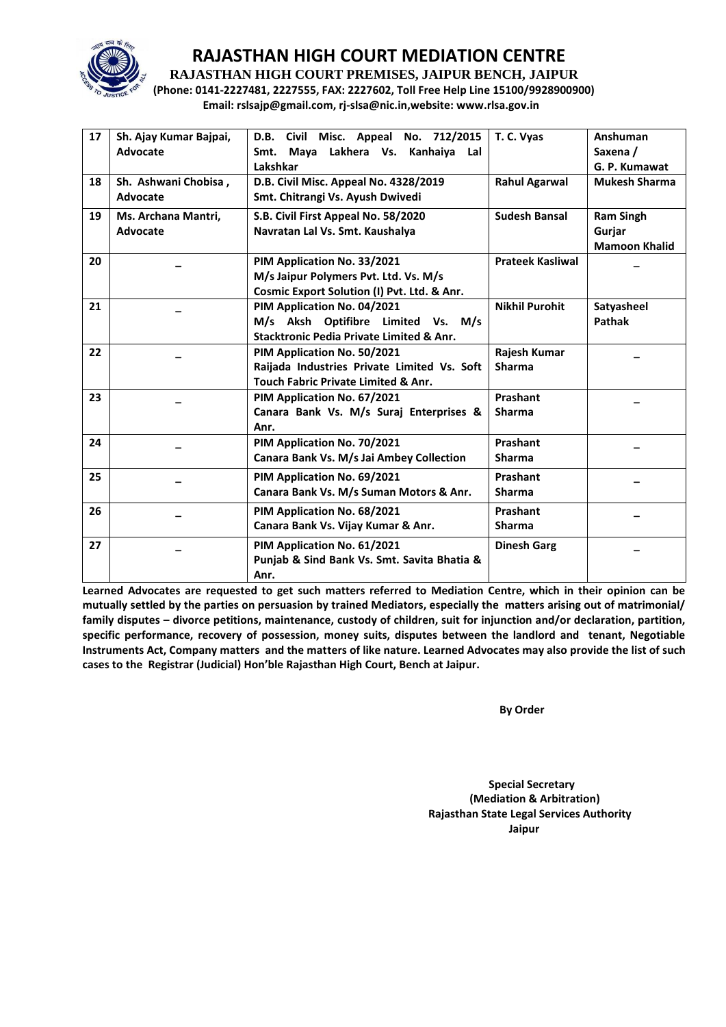# RAJASTHAN HIGH COURT MEDIATION CENTRE

**RAJASTHAN HIGH COURT PREMISES, JAIPUR BENCH, JAIPUR**

**(Phone: 0141-2227481, 2227555, FAX: 2227602, Toll Free Help Line 15100/9928900900)**

**Email: rslsajp@gmail.com, rj-slsa@nic.in,website: www.rlsa.gov.in**

| | | | | |
|---|---|---|---|---|
| **17** | **Sh. Ajay Kumar Bajpai, Advocate** | **D.B. Civil Misc. Appeal No. 712/2015 Smt. Maya Lakhera Vs. Kanhaiya Lal Lakshkar** | **T. C. Vyas** | **Anshuman Saxena / G. P. Kumawat** |
| **18** | **Sh. Ashwani Chobisa , Advocate** | **D.B. Civil Misc. Appeal No. 4328/2019 Smt. Chitrangi Vs. Ayush Dwivedi** | **Rahul Agarwal** | **Mukesh Sharma** |
| **19** | **Ms. Archana Mantri, Advocate** | **S.B. Civil First Appeal No. 58/2020 Navratan Lal Vs. Smt. Kaushalya** | **Sudesh Bansal** | **Ram Singh Gurjar Mamoon Khalid** |
| **20** | – | **PIM Application No. 33/2021 M/s Jaipur Polymers Pvt. Ltd. Vs. M/s Cosmic Export Solution (I) Pvt. Ltd. & Anr.** | **Prateek Kasliwal** | – |
| **21** | – | **PIM Application No. 04/2021 M/s Aksh Optifibre Limited Vs. M/s Stacktronic Pedia Private Limited & Anr.** | **Nikhil Purohit** | **Satyasheel Pathak** |
| **22** | – | **PIM Application No. 50/2021 Raijada Industries Private Limited Vs. Soft Touch Fabric Private Limited & Anr.** | **Rajesh Kumar Sharma** | – |
| **23** | – | **PIM Application No. 67/2021 Canara Bank Vs. M/s Suraj Enterprises & Anr.** | **Prashant Sharma** | – |
| **24** | – | **PIM Application No. 70/2021 Canara Bank Vs. M/s Jai Ambey Collection** | **Prashant Sharma** | – |
| **25** | – | **PIM Application No. 69/2021 Canara Bank Vs. M/s Suman Motors & Anr.** | **Prashant Sharma** | – |
| **26** | – | **PIM Application No. 68/2021 Canara Bank Vs. Vijay Kumar & Anr.** | **Prashant Sharma** | – |
| **27** | – | **PIM Application No. 61/2021 Punjab & Sind Bank Vs. Smt. Savita Bhatia & Anr.** | **Dinesh Garg** | – |

**Learned Advocates are requested to get such matters referred to Mediation Centre, which in their opinion can be mutually settled by the parties on persuasion by trained Mediators, especially the matters arising out of matrimonial/ family disputes – divorce petitions, maintenance, custody of children, suit for injunction and/or declaration, partition, specific performance, recovery of possession, money suits, disputes between the landlord and tenant, Negotiable Instruments Act, Company matters and the matters of like nature. Learned Advocates may also provide the list of such cases to the Registrar (Judicial) Hon'ble Rajasthan High Court, Bench at Jaipur.**

**By Order**

**Special Secretary**
**(Mediation & Arbitration)**
**Rajasthan State Legal Services Authority**
**Jaipur**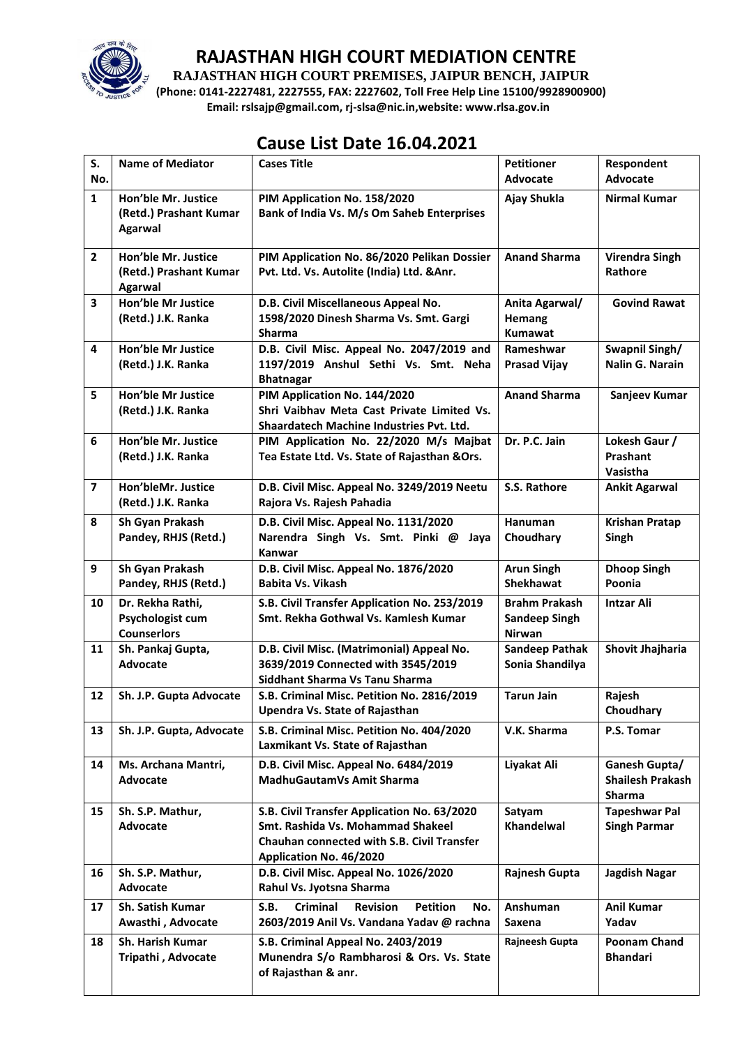# RAJASTHAN HIGH COURT MEDIATION CENTRE

**RAJASTHAN HIGH COURT PREMISES, JAIPUR BENCH, JAIPUR**

**(Phone: 0141-2227481, 2227555, FAX: 2227602, Toll Free Help Line 15100/9928900900)**

**Email: rslsajp@gmail.com, rj-slsa@nic.in,website: www.rlsa.gov.in**

## Cause List Date 16.04.2021

| S. No. | Name of Mediator | Cases Title | Petitioner Advocate | Respondent Advocate |
|---|---|---|---|---|
| 1 | Hon'ble Mr. Justice (Retd.) Prashant Kumar Agarwal | PIM Application No. 158/2020 Bank of India Vs. M/s Om Saheb Enterprises | Ajay Shukla | Nirmal Kumar |
| 2 | Hon'ble Mr. Justice (Retd.) Prashant Kumar Agarwal | PIM Application No. 86/2020 Pelikan Dossier Pvt. Ltd. Vs. Autolite (India) Ltd. &Anr. | Anand Sharma | Virendra Singh Rathore |
| 3 | Hon'ble Mr Justice (Retd.) J.K. Ranka | D.B. Civil Miscellaneous Appeal No. 1598/2020 Dinesh Sharma Vs. Smt. Gargi Sharma | Anita Agarwal/ Hemang Kumawat | Govind Rawat |
| 4 | Hon'ble Mr Justice (Retd.) J.K. Ranka | D.B. Civil Misc. Appeal No. 2047/2019 and 1197/2019 Anshul Sethi Vs. Smt. Neha Bhatnagar | Rameshwar Prasad Vijay | Swapnil Singh/ Nalin G. Narain |
| 5 | Hon'ble Mr Justice (Retd.) J.K. Ranka | PIM Application No. 144/2020 Shri Vaibhav Meta Cast Private Limited Vs. Shaardatech Machine Industries Pvt. Ltd. | Anand Sharma | Sanjeev Kumar |
| 6 | Hon'ble Mr. Justice (Retd.) J.K. Ranka | PIM Application No. 22/2020 M/s Majbat Tea Estate Ltd. Vs. State of Rajasthan &Ors. | Dr. P.C. Jain | Lokesh Gaur / Prashant Vasistha |
| 7 | Hon'bleMr. Justice (Retd.) J.K. Ranka | D.B. Civil Misc. Appeal No. 3249/2019 Neetu Rajora Vs. Rajesh Pahadia | S.S. Rathore | Ankit Agarwal |
| 8 | Sh Gyan Prakash Pandey, RHJS (Retd.) | D.B. Civil Misc. Appeal No. 1131/2020 Narendra Singh Vs. Smt. Pinki @ Jaya Kanwar | Hanuman Choudhary | Krishan Pratap Singh |
| 9 | Sh Gyan Prakash Pandey, RHJS (Retd.) | D.B. Civil Misc. Appeal No. 1876/2020 Babita Vs. Vikash | Arun Singh Shekhawat | Dhoop Singh Poonia |
| 10 | Dr. Rekha Rathi, Psychologist cum Counserlors | S.B. Civil Transfer Application No. 253/2019 Smt. Rekha Gothwal Vs. Kamlesh Kumar | Brahm Prakash Sandeep Singh Nirwan | Intzar Ali |
| 11 | Sh. Pankaj Gupta, Advocate | D.B. Civil Misc. (Matrimonial) Appeal No. 3639/2019 Connected with 3545/2019 Siddhant Sharma Vs Tanu Sharma | Sandeep Pathak Sonia Shandilya | Shovit Jhajharia |
| 12 | Sh. J.P. Gupta Advocate | S.B. Criminal Misc. Petition No. 2816/2019 Upendra Vs. State of Rajasthan | Tarun Jain | Rajesh Choudhary |
| 13 | Sh. J.P. Gupta, Advocate | S.B. Criminal Misc. Petition No. 404/2020 Laxmikant Vs. State of Rajasthan | V.K. Sharma | P.S. Tomar |
| 14 | Ms. Archana Mantri, Advocate | D.B. Civil Misc. Appeal No. 6484/2019 MadhuGautamVs Amit Sharma | Liyakat Ali | Ganesh Gupta/ Shailesh Prakash Sharma |
| 15 | Sh. S.P. Mathur, Advocate | S.B. Civil Transfer Application No. 63/2020 Smt. Rashida Vs. Mohammad Shakeel Chauhan connected with S.B. Civil Transfer Application No. 46/2020 | Satyam Khandelwal | Tapeshwar Pal Singh Parmar |
| 16 | Sh. S.P. Mathur, Advocate | D.B. Civil Misc. Appeal No. 1026/2020 Rahul Vs. Jyotsna Sharma | Rajnesh Gupta | Jagdish Nagar |
| 17 | Sh. Satish Kumar Awasthi , Advocate | S.B. Criminal Revision Petition No. 2603/2019 Anil Vs. Vandana Yadav @ rachna | Anshuman Saxena | Anil Kumar Yadav |
| 18 | Sh. Harish Kumar Tripathi , Advocate | S.B. Criminal Appeal No. 2403/2019 Munendra S/o Rambharosi & Ors. Vs. State of Rajasthan & anr. | Rajneesh Gupta | Poonam Chand Bhandari |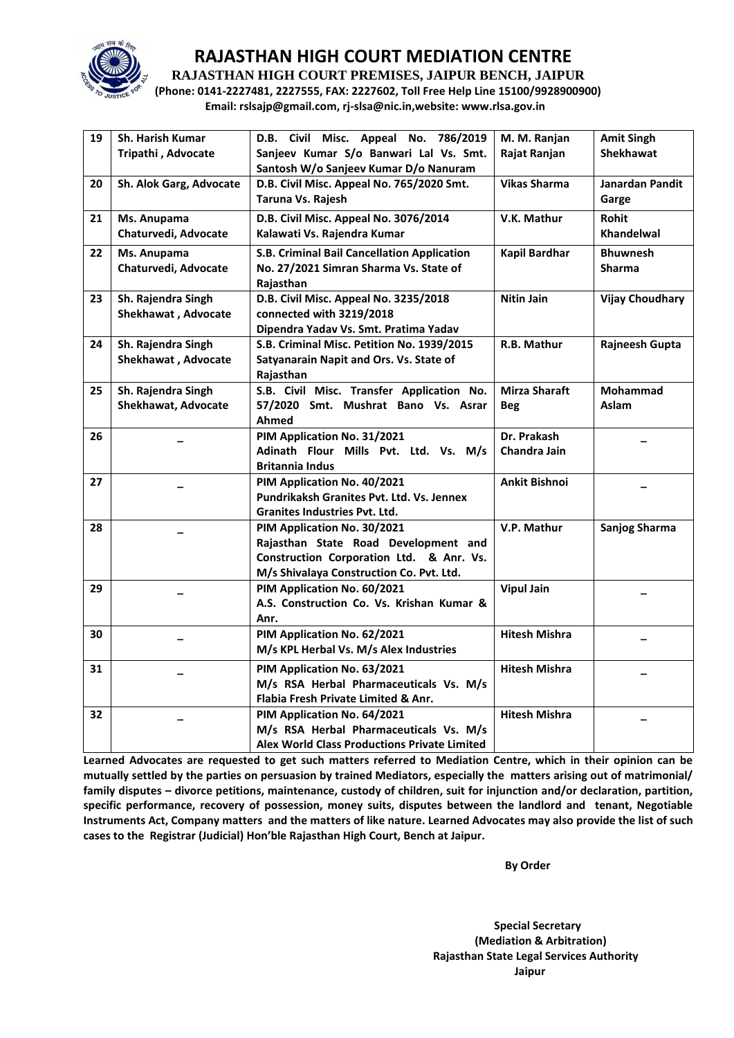# RAJASTHAN HIGH COURT MEDIATION CENTRE

**RAJASTHAN HIGH COURT PREMISES, JAIPUR BENCH, JAIPUR**

**(Phone: 0141-2227481, 2227555, FAX: 2227602, Toll Free Help Line 15100/9928900900)**

**Email: rslsajp@gmail.com, rj-slsa@nic.in,website: www.rlsa.gov.in**

| | | | | |
|---|---|---|---|---|
| 19 | Sh. Harish Kumar Tripathi , Advocate | D.B. Civil Misc. Appeal No. 786/2019 Sanjeev Kumar S/o Banwari Lal Vs. Smt. Santosh W/o Sanjeev Kumar D/o Nanuram | M. M. Ranjan Rajat Ranjan | Amit Singh Shekhawat |
| 20 | Sh. Alok Garg, Advocate | D.B. Civil Misc. Appeal No. 765/2020 Smt. Taruna Vs. Rajesh | Vikas Sharma | Janardan Pandit Garge |
| 21 | Ms. Anupama Chaturvedi, Advocate | D.B. Civil Misc. Appeal No. 3076/2014 Kalawati Vs. Rajendra Kumar | V.K. Mathur | Rohit Khandelwal |
| 22 | Ms. Anupama Chaturvedi, Advocate | S.B. Criminal Bail Cancellation Application No. 27/2021 Simran Sharma Vs. State of Rajasthan | Kapil Bardhar | Bhuwnesh Sharma |
| 23 | Sh. Rajendra Singh Shekhawat , Advocate | D.B. Civil Misc. Appeal No. 3235/2018 connected with 3219/2018 Dipendra Yadav Vs. Smt. Pratima Yadav | Nitin Jain | Vijay Choudhary |
| 24 | Sh. Rajendra Singh Shekhawat , Advocate | S.B. Criminal Misc. Petition No. 1939/2015 Satyanarain Napit and Ors. Vs. State of Rajasthan | R.B. Mathur | Rajneesh Gupta |
| 25 | Sh. Rajendra Singh Shekhawat, Advocate | S.B. Civil Misc. Transfer Application No. 57/2020 Smt. Mushrat Bano Vs. Asrar Ahmed | Mirza Sharaft Beg | Mohammad Aslam |
| 26 | – | PIM Application No. 31/2021 Adinath Flour Mills Pvt. Ltd. Vs. M/s Britannia Indus | Dr. Prakash Chandra Jain | – |
| 27 | – | PIM Application No. 40/2021 Pundrikaksh Granites Pvt. Ltd. Vs. Jennex Granites Industries Pvt. Ltd. | Ankit Bishnoi | – |
| 28 | – | PIM Application No. 30/2021 Rajasthan State Road Development and Construction Corporation Ltd. & Anr. Vs. M/s Shivalaya Construction Co. Pvt. Ltd. | V.P. Mathur | Sanjog Sharma |
| 29 | – | PIM Application No. 60/2021 A.S. Construction Co. Vs. Krishan Kumar & Anr. | Vipul Jain | – |
| 30 | – | PIM Application No. 62/2021 M/s KPL Herbal Vs. M/s Alex Industries | Hitesh Mishra | – |
| 31 | – | PIM Application No. 63/2021 M/s RSA Herbal Pharmaceuticals Vs. M/s Flabia Fresh Private Limited & Anr. | Hitesh Mishra | – |
| 32 | – | PIM Application No. 64/2021 M/s RSA Herbal Pharmaceuticals Vs. M/s Alex World Class Productions Private Limited | Hitesh Mishra | – |

**Learned Advocates are requested to get such matters referred to Mediation Centre, which in their opinion can be mutually settled by the parties on persuasion by trained Mediators, especially the matters arising out of matrimonial/ family disputes – divorce petitions, maintenance, custody of children, suit for injunction and/or declaration, partition, specific performance, recovery of possession, money suits, disputes between the landlord and tenant, Negotiable Instruments Act, Company matters and the matters of like nature. Learned Advocates may also provide the list of such cases to the Registrar (Judicial) Hon'ble Rajasthan High Court, Bench at Jaipur.**

**By Order**

**Special Secretary**
**(Mediation & Arbitration)**
**Rajasthan State Legal Services Authority**
**Jaipur**